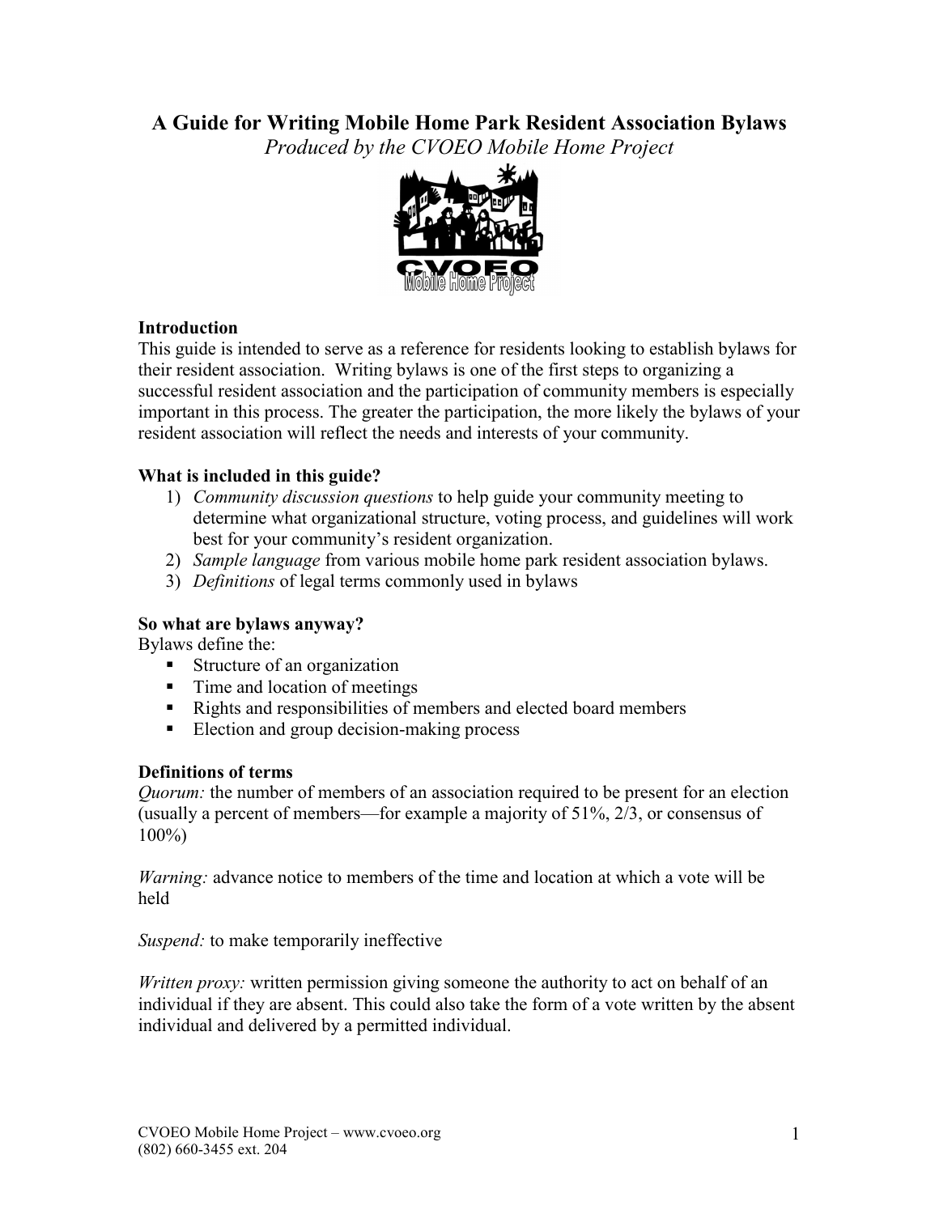# A Guide for Writing Mobile Home Park Resident Association Bylaws

*Produced by the CVOEO Mobile Home Project*

### Introduction

This guide is intended to serve as a reference for residents looking to establish bylaws for their resident association. Writing bylaws is one of the first steps to organizing a successful resident association and the participation of community members is especially important in this process. The greater the participation, the more likely the bylaws of your resident association will reflect the needs and interests of your community.

### What is included in this guide?

1) *Community discussion questions* to help guide your community meeting to determine what organizational structure, voting process, and guidelines will work best for your community's resident organization.
2) *Sample language* from various mobile home park resident association bylaws.
3) *Definitions* of legal terms commonly used in bylaws

### So what are bylaws anyway?

Bylaws define the:

- Structure of an organization
- Time and location of meetings
- Rights and responsibilities of members and elected board members
- Election and group decision-making process

### Definitions of terms

*Quorum:* the number of members of an association required to be present for an election (usually a percent of members—for example a majority of 51%, 2/3, or consensus of 100%)

*Warning:* advance notice to members of the time and location at which a vote will be held

*Suspend:* to make temporarily ineffective

*Written proxy:* written permission giving someone the authority to act on behalf of an individual if they are absent. This could also take the form of a vote written by the absent individual and delivered by a permitted individual.

CVOEO Mobile Home Project – www.cvoeo.org
(802) 660-3455 ext. 204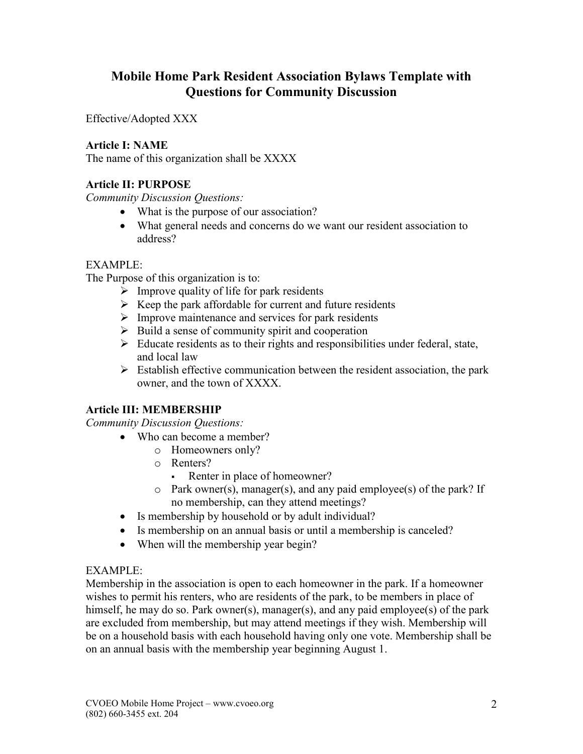# Mobile Home Park Resident Association Bylaws Template with Questions for Community Discussion

Effective/Adopted XXX

**Article I: NAME**

The name of this organization shall be XXXX

**Article II: PURPOSE**

*Community Discussion Questions:*

- What is the purpose of our association?
- What general needs and concerns do we want our resident association to address?

EXAMPLE:

The Purpose of this organization is to:

- Improve quality of life for park residents
- Keep the park affordable for current and future residents
- Improve maintenance and services for park residents
- Build a sense of community spirit and cooperation
- Educate residents as to their rights and responsibilities under federal, state, and local law
- Establish effective communication between the resident association, the park owner, and the town of XXXX.

**Article III: MEMBERSHIP**

*Community Discussion Questions:*

- Who can become a member?
    - Homeowners only?
    - Renters?
        - Renter in place of homeowner?
    - Park owner(s), manager(s), and any paid employee(s) of the park? If no membership, can they attend meetings?
- Is membership by household or by adult individual?
- Is membership on an annual basis or until a membership is canceled?
- When will the membership year begin?

EXAMPLE:

Membership in the association is open to each homeowner in the park. If a homeowner wishes to permit his renters, who are residents of the park, to be members in place of himself, he may do so. Park owner(s), manager(s), and any paid employee(s) of the park are excluded from membership, but may attend meetings if they wish. Membership will be on a household basis with each household having only one vote. Membership shall be on an annual basis with the membership year beginning August 1.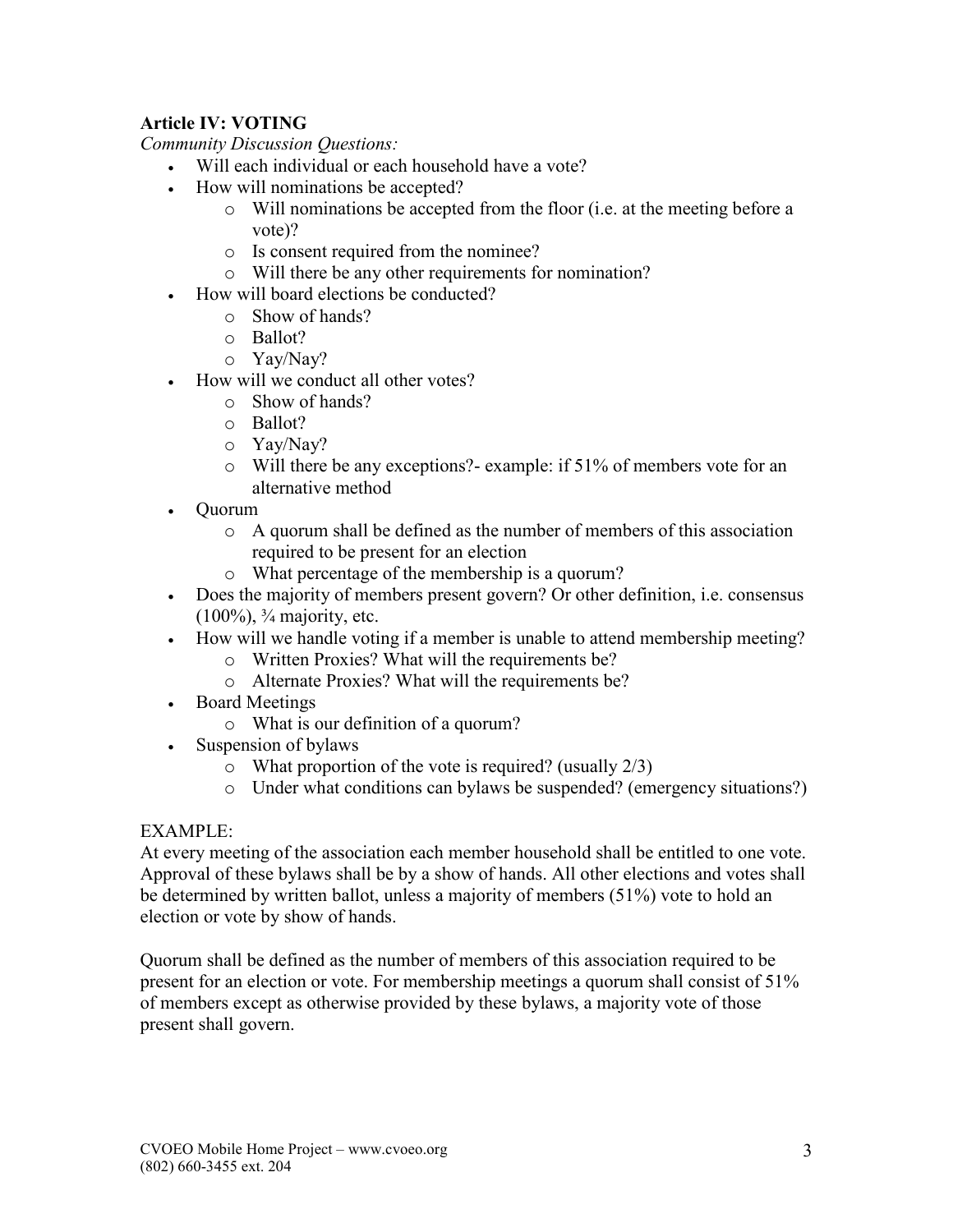**Article IV: VOTING**

*Community Discussion Questions:*

- Will each individual or each household have a vote?
- How will nominations be accepted?
    - Will nominations be accepted from the floor (i.e. at the meeting before a vote)?
    - Is consent required from the nominee?
    - Will there be any other requirements for nomination?
- How will board elections be conducted?
    - Show of hands?
    - Ballot?
    - Yay/Nay?
- How will we conduct all other votes?
    - Show of hands?
    - Ballot?
    - Yay/Nay?
    - Will there be any exceptions?- example: if 51% of members vote for an alternative method
- Quorum
    - A quorum shall be defined as the number of members of this association required to be present for an election
    - What percentage of the membership is a quorum?
- Does the majority of members present govern? Or other definition, i.e. consensus (100%), ¾ majority, etc.
- How will we handle voting if a member is unable to attend membership meeting?
    - Written Proxies? What will the requirements be?
    - Alternate Proxies? What will the requirements be?
- Board Meetings
    - What is our definition of a quorum?
- Suspension of bylaws
    - What proportion of the vote is required? (usually 2/3)
    - Under what conditions can bylaws be suspended? (emergency situations?)

EXAMPLE:

At every meeting of the association each member household shall be entitled to one vote. Approval of these bylaws shall be by a show of hands. All other elections and votes shall be determined by written ballot, unless a majority of members (51%) vote to hold an election or vote by show of hands.

Quorum shall be defined as the number of members of this association required to be present for an election or vote. For membership meetings a quorum shall consist of 51% of members except as otherwise provided by these bylaws, a majority vote of those present shall govern.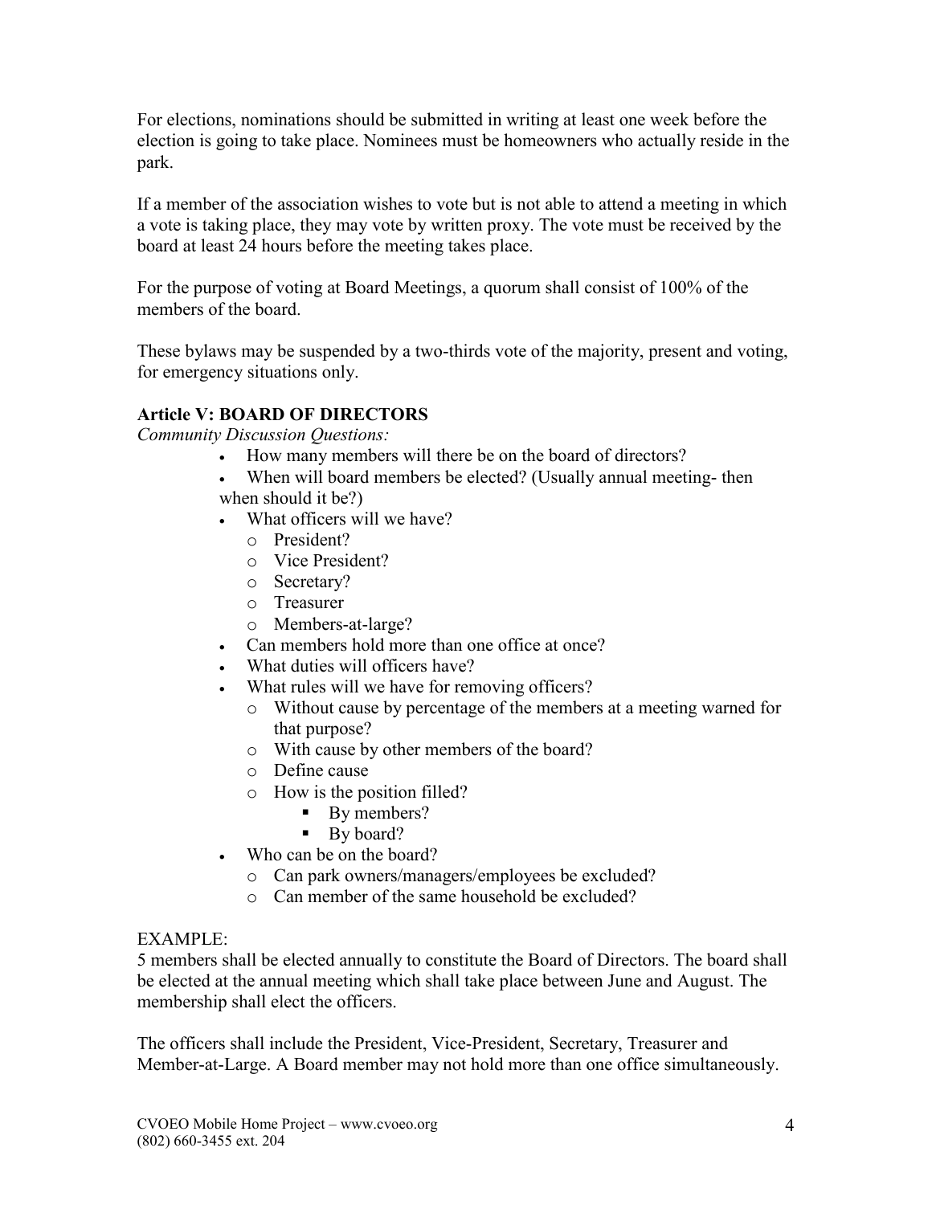For elections, nominations should be submitted in writing at least one week before the election is going to take place. Nominees must be homeowners who actually reside in the park.

If a member of the association wishes to vote but is not able to attend a meeting in which a vote is taking place, they may vote by written proxy. The vote must be received by the board at least 24 hours before the meeting takes place.

For the purpose of voting at Board Meetings, a quorum shall consist of 100% of the members of the board.

These bylaws may be suspended by a two-thirds vote of the majority, present and voting, for emergency situations only.

**Article V: BOARD OF DIRECTORS**

*Community Discussion Questions:*

- How many members will there be on the board of directors?
- When will board members be elected? (Usually annual meeting- then when should it be?)
- What officers will we have?
  - President?
  - Vice President?
  - Secretary?
  - Treasurer
  - Members-at-large?
- Can members hold more than one office at once?
- What duties will officers have?
- What rules will we have for removing officers?
  - Without cause by percentage of the members at a meeting warned for that purpose?
  - With cause by other members of the board?
  - Define cause
  - How is the position filled?
    - By members?
    - By board?
- Who can be on the board?
  - Can park owners/managers/employees be excluded?
  - Can member of the same household be excluded?

EXAMPLE:
5 members shall be elected annually to constitute the Board of Directors. The board shall be elected at the annual meeting which shall take place between June and August. The membership shall elect the officers.

The officers shall include the President, Vice-President, Secretary, Treasurer and Member-at-Large. A Board member may not hold more than one office simultaneously.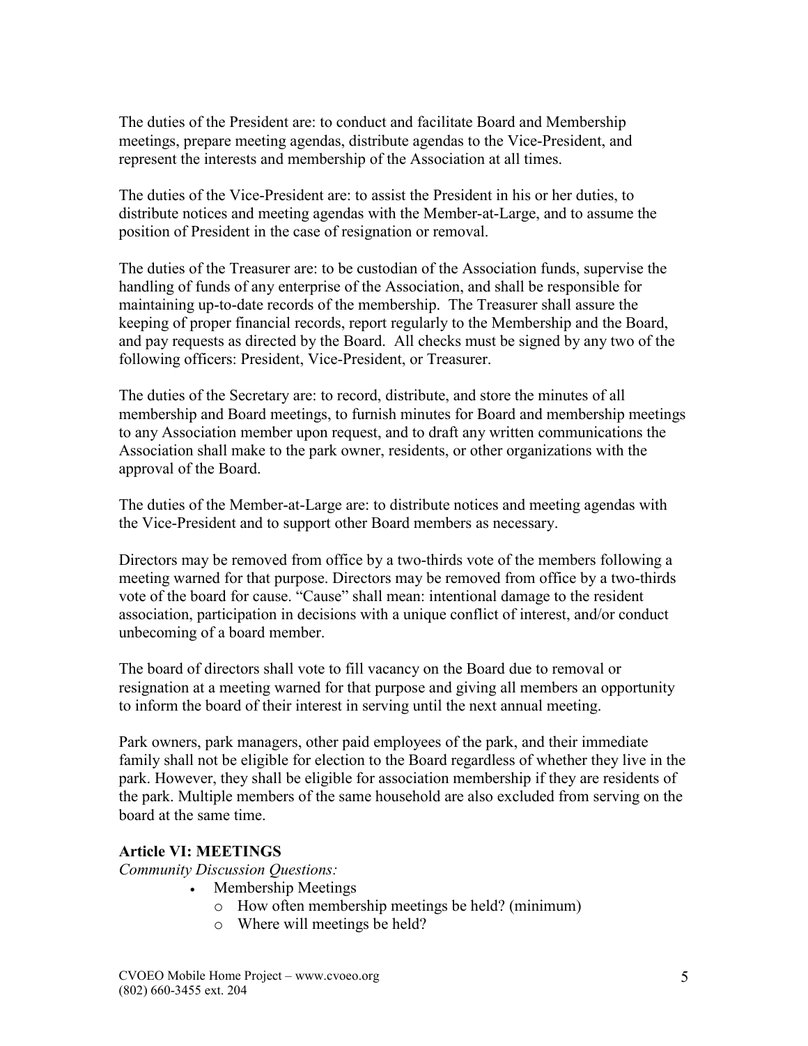The duties of the President are: to conduct and facilitate Board and Membership meetings, prepare meeting agendas, distribute agendas to the Vice-President, and represent the interests and membership of the Association at all times.

The duties of the Vice-President are: to assist the President in his or her duties, to distribute notices and meeting agendas with the Member-at-Large, and to assume the position of President in the case of resignation or removal.

The duties of the Treasurer are: to be custodian of the Association funds, supervise the handling of funds of any enterprise of the Association, and shall be responsible for maintaining up-to-date records of the membership. The Treasurer shall assure the keeping of proper financial records, report regularly to the Membership and the Board, and pay requests as directed by the Board. All checks must be signed by any two of the following officers: President, Vice-President, or Treasurer.

The duties of the Secretary are: to record, distribute, and store the minutes of all membership and Board meetings, to furnish minutes for Board and membership meetings to any Association member upon request, and to draft any written communications the Association shall make to the park owner, residents, or other organizations with the approval of the Board.

The duties of the Member-at-Large are: to distribute notices and meeting agendas with the Vice-President and to support other Board members as necessary.

Directors may be removed from office by a two-thirds vote of the members following a meeting warned for that purpose. Directors may be removed from office by a two-thirds vote of the board for cause. "Cause" shall mean: intentional damage to the resident association, participation in decisions with a unique conflict of interest, and/or conduct unbecoming of a board member.

The board of directors shall vote to fill vacancy on the Board due to removal or resignation at a meeting warned for that purpose and giving all members an opportunity to inform the board of their interest in serving until the next annual meeting.

Park owners, park managers, other paid employees of the park, and their immediate family shall not be eligible for election to the Board regardless of whether they live in the park. However, they shall be eligible for association membership if they are residents of the park. Multiple members of the same household are also excluded from serving on the board at the same time.

### Article VI: MEETINGS

*Community Discussion Questions:*

- Membership Meetings
  - How often membership meetings be held? (minimum)
  - Where will meetings be held?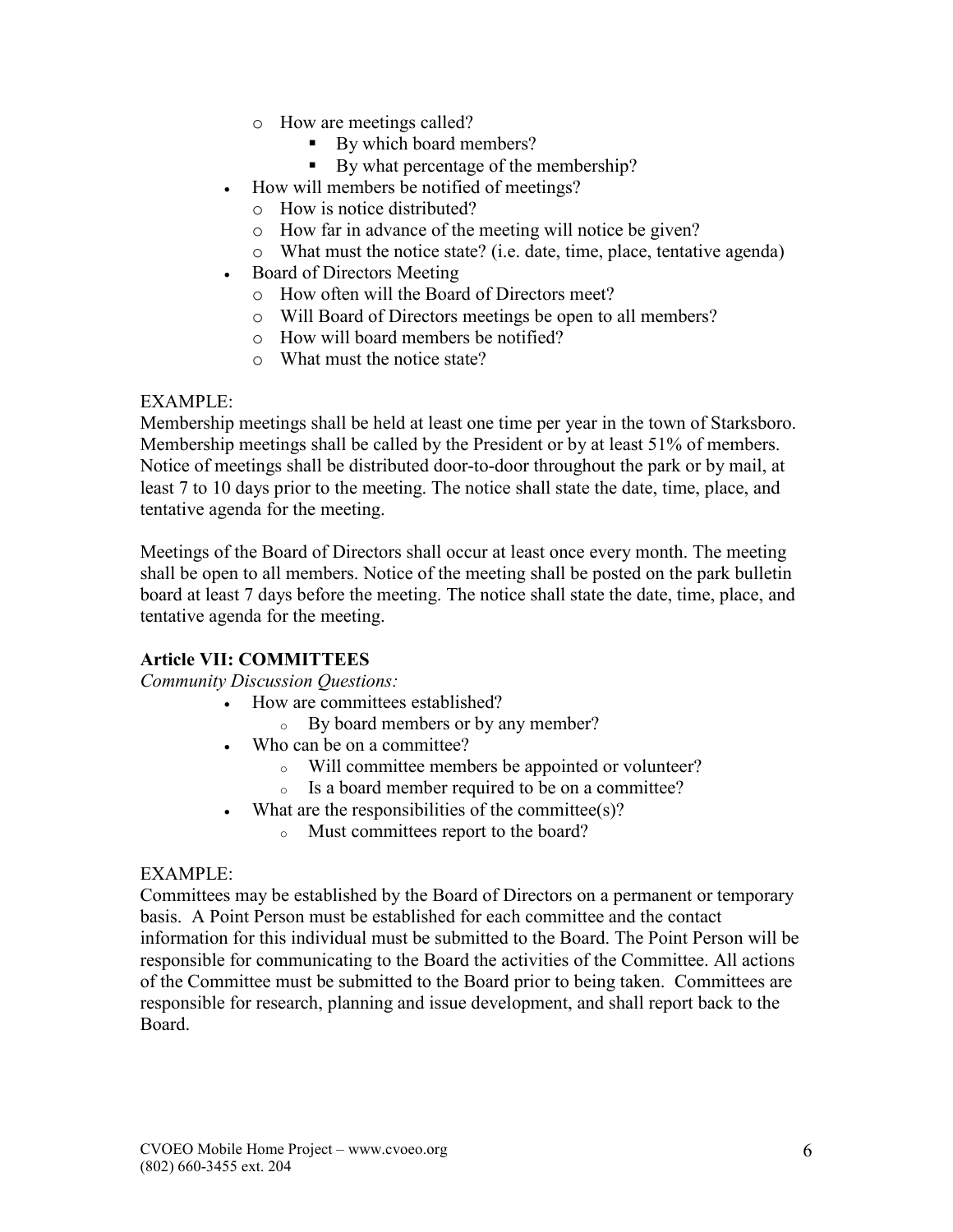- How are meetings called?
  - By which board members?
  - By what percentage of the membership?
- How will members be notified of meetings?
  - How is notice distributed?
  - How far in advance of the meeting will notice be given?
  - What must the notice state? (i.e. date, time, place, tentative agenda)
- Board of Directors Meeting
  - How often will the Board of Directors meet?
  - Will Board of Directors meetings be open to all members?
  - How will board members be notified?
  - What must the notice state?

EXAMPLE:
Membership meetings shall be held at least one time per year in the town of Starksboro. Membership meetings shall be called by the President or by at least 51% of members. Notice of meetings shall be distributed door-to-door throughout the park or by mail, at least 7 to 10 days prior to the meeting. The notice shall state the date, time, place, and tentative agenda for the meeting.

Meetings of the Board of Directors shall occur at least once every month. The meeting shall be open to all members. Notice of the meeting shall be posted on the park bulletin board at least 7 days before the meeting. The notice shall state the date, time, place, and tentative agenda for the meeting.

**Article VII: COMMITTEES**

*Community Discussion Questions:*

- How are committees established?
  - By board members or by any member?
- Who can be on a committee?
  - Will committee members be appointed or volunteer?
  - Is a board member required to be on a committee?
- What are the responsibilities of the committee(s)?
  - Must committees report to the board?

EXAMPLE:
Committees may be established by the Board of Directors on a permanent or temporary basis. A Point Person must be established for each committee and the contact information for this individual must be submitted to the Board. The Point Person will be responsible for communicating to the Board the activities of the Committee. All actions of the Committee must be submitted to the Board prior to being taken. Committees are responsible for research, planning and issue development, and shall report back to the Board.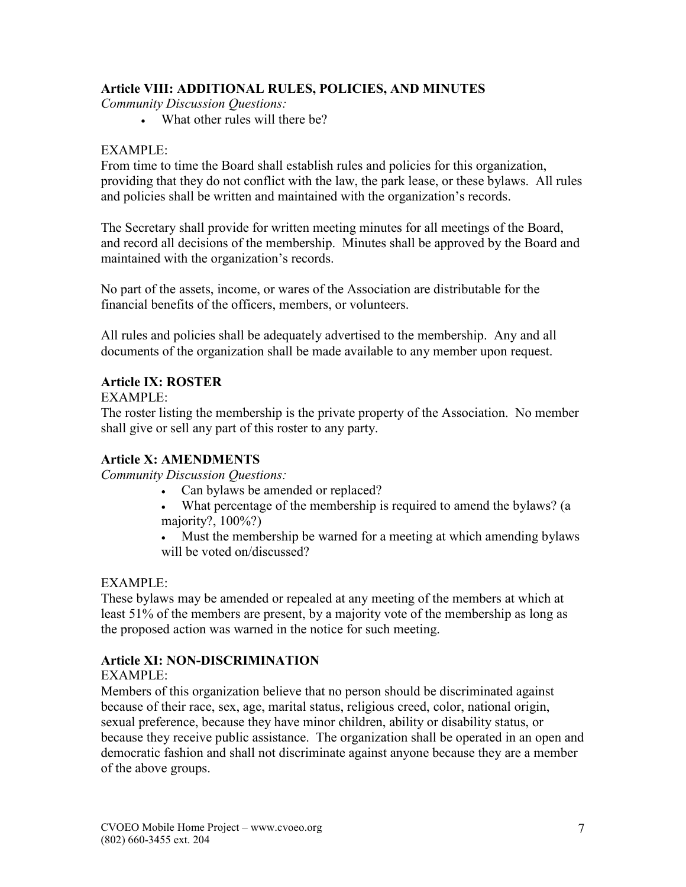**Article VIII: ADDITIONAL RULES, POLICIES, AND MINUTES**

*Community Discussion Questions:*

- What other rules will there be?

EXAMPLE:
From time to time the Board shall establish rules and policies for this organization, providing that they do not conflict with the law, the park lease, or these bylaws. All rules and policies shall be written and maintained with the organization's records.

The Secretary shall provide for written meeting minutes for all meetings of the Board, and record all decisions of the membership. Minutes shall be approved by the Board and maintained with the organization's records.

No part of the assets, income, or wares of the Association are distributable for the financial benefits of the officers, members, or volunteers.

All rules and policies shall be adequately advertised to the membership. Any and all documents of the organization shall be made available to any member upon request.

**Article IX: ROSTER**

EXAMPLE:
The roster listing the membership is the private property of the Association. No member shall give or sell any part of this roster to any party.

**Article X: AMENDMENTS**

*Community Discussion Questions:*

- Can bylaws be amended or replaced?
- What percentage of the membership is required to amend the bylaws? (a majority?, 100%?)
- Must the membership be warned for a meeting at which amending bylaws will be voted on/discussed?

EXAMPLE:
These bylaws may be amended or repealed at any meeting of the members at which at least 51% of the members are present, by a majority vote of the membership as long as the proposed action was warned in the notice for such meeting.

**Article XI: NON-DISCRIMINATION**

EXAMPLE:
Members of this organization believe that no person should be discriminated against because of their race, sex, age, marital status, religious creed, color, national origin, sexual preference, because they have minor children, ability or disability status, or because they receive public assistance. The organization shall be operated in an open and democratic fashion and shall not discriminate against anyone because they are a member of the above groups.